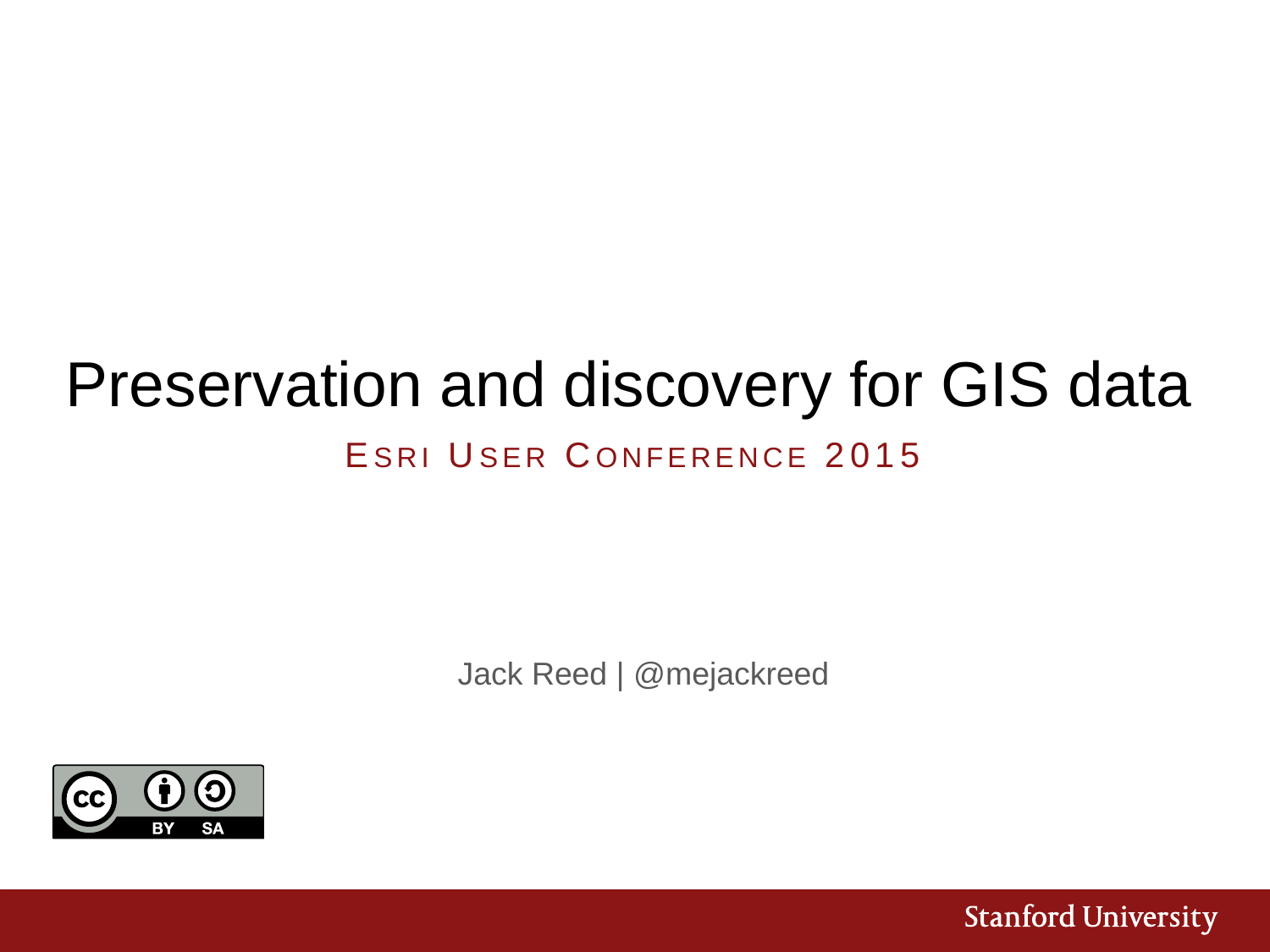# Preservation and discovery for GIS data

## Esri User Conference 2015

Jack Reed | @mejackreed

Stanford University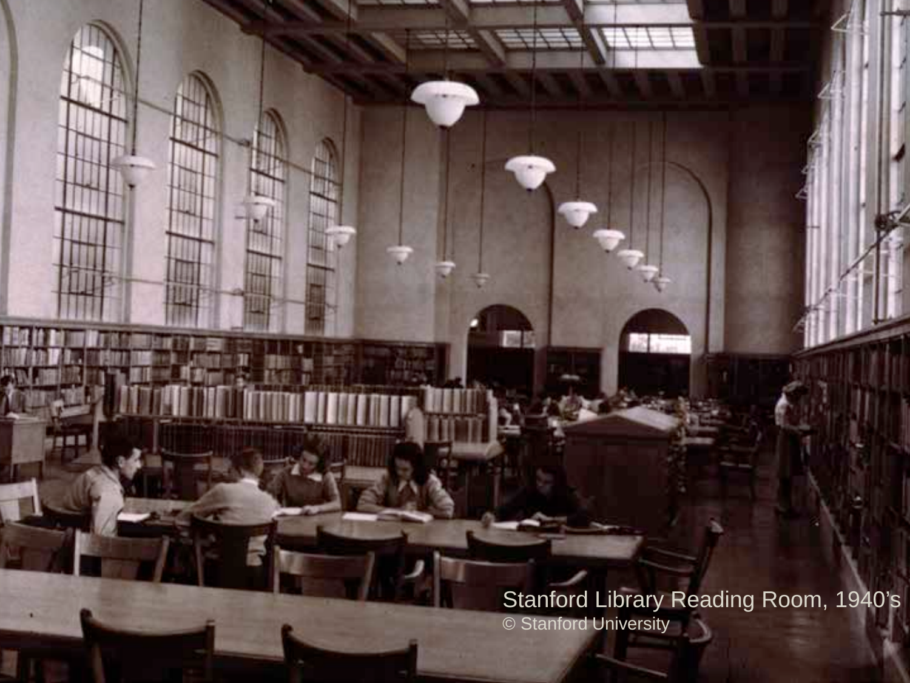Stanford Library Reading Room, 1940's
© Stanford University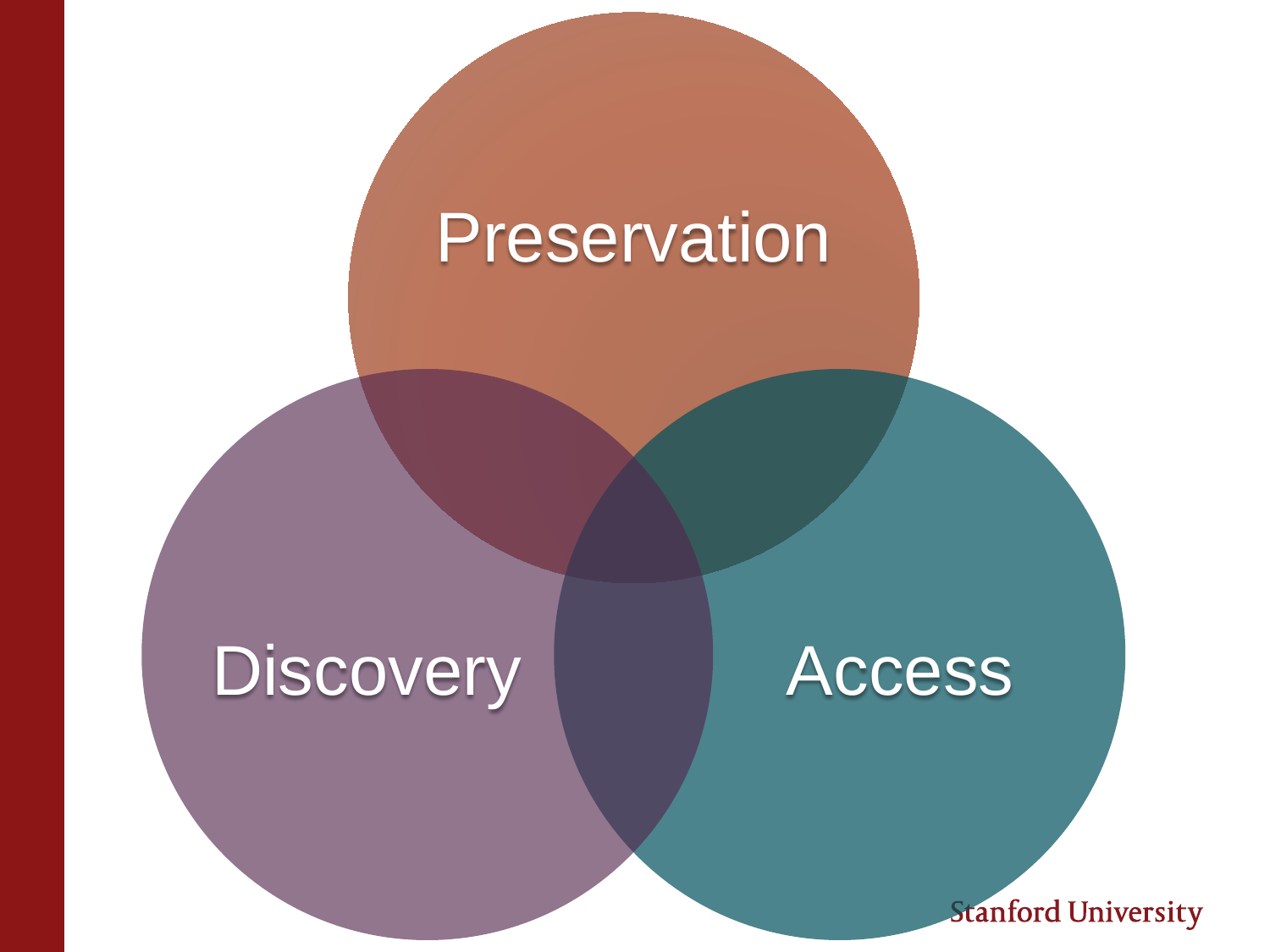Preservation

Discovery

Access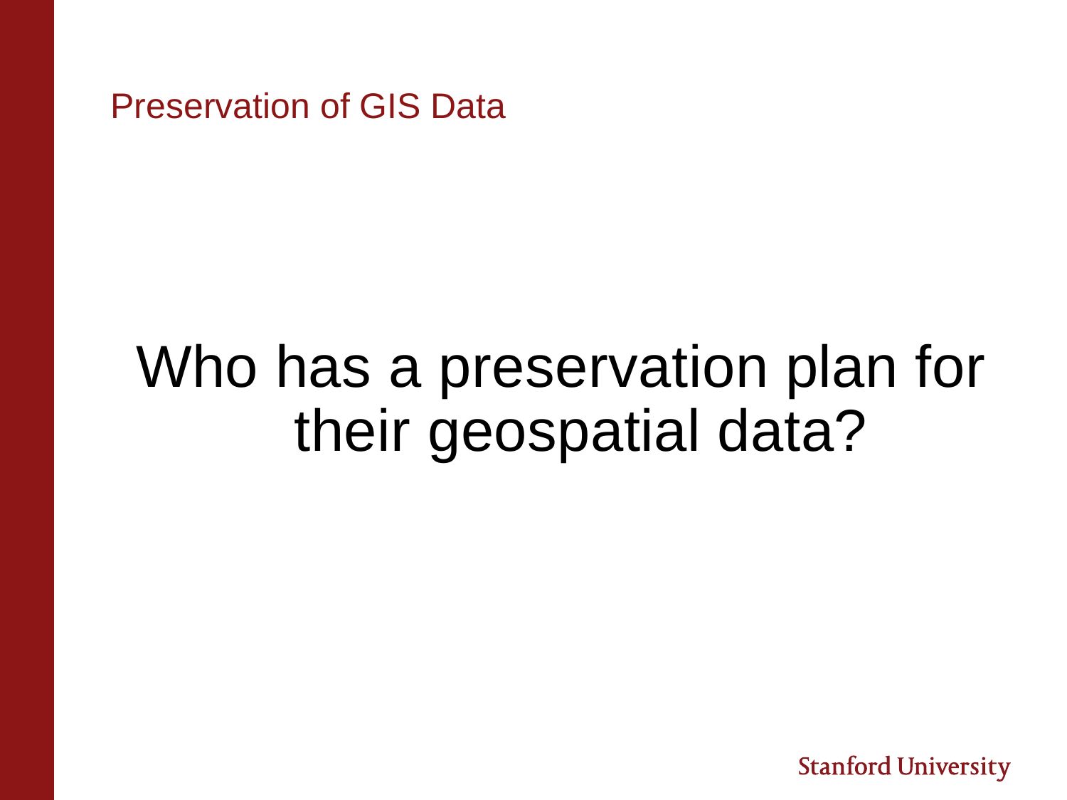Preservation of GIS Data

# Who has a preservation plan for their geospatial data?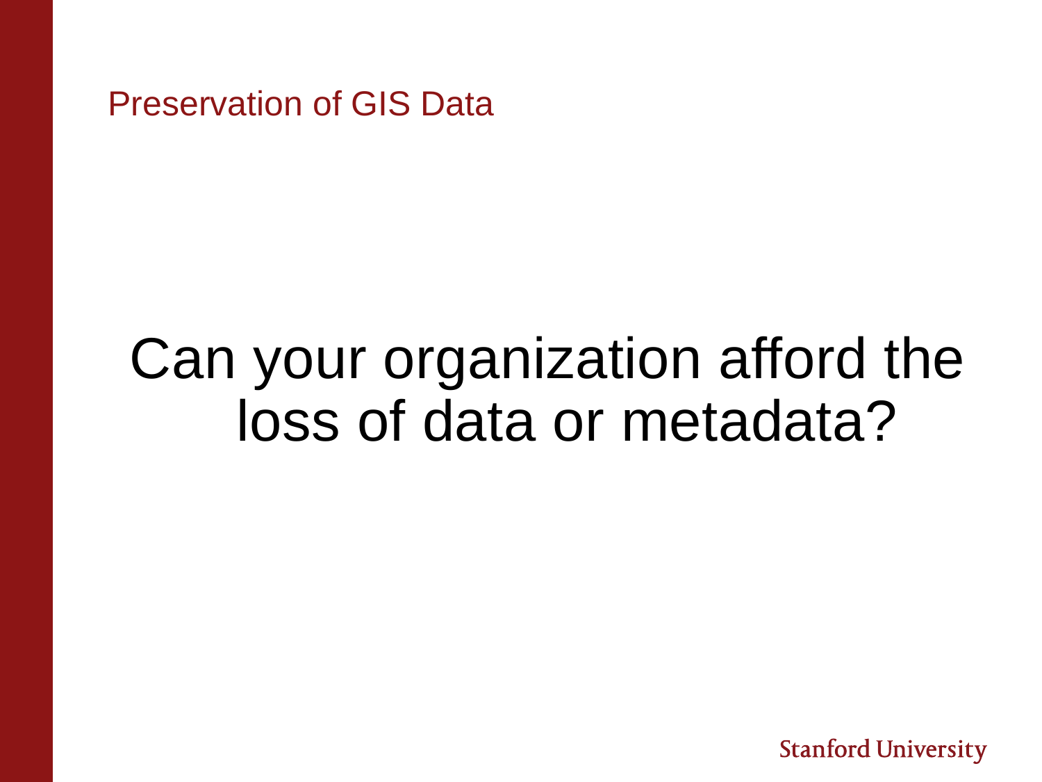Preservation of GIS Data

# Can your organization afford the loss of data or metadata?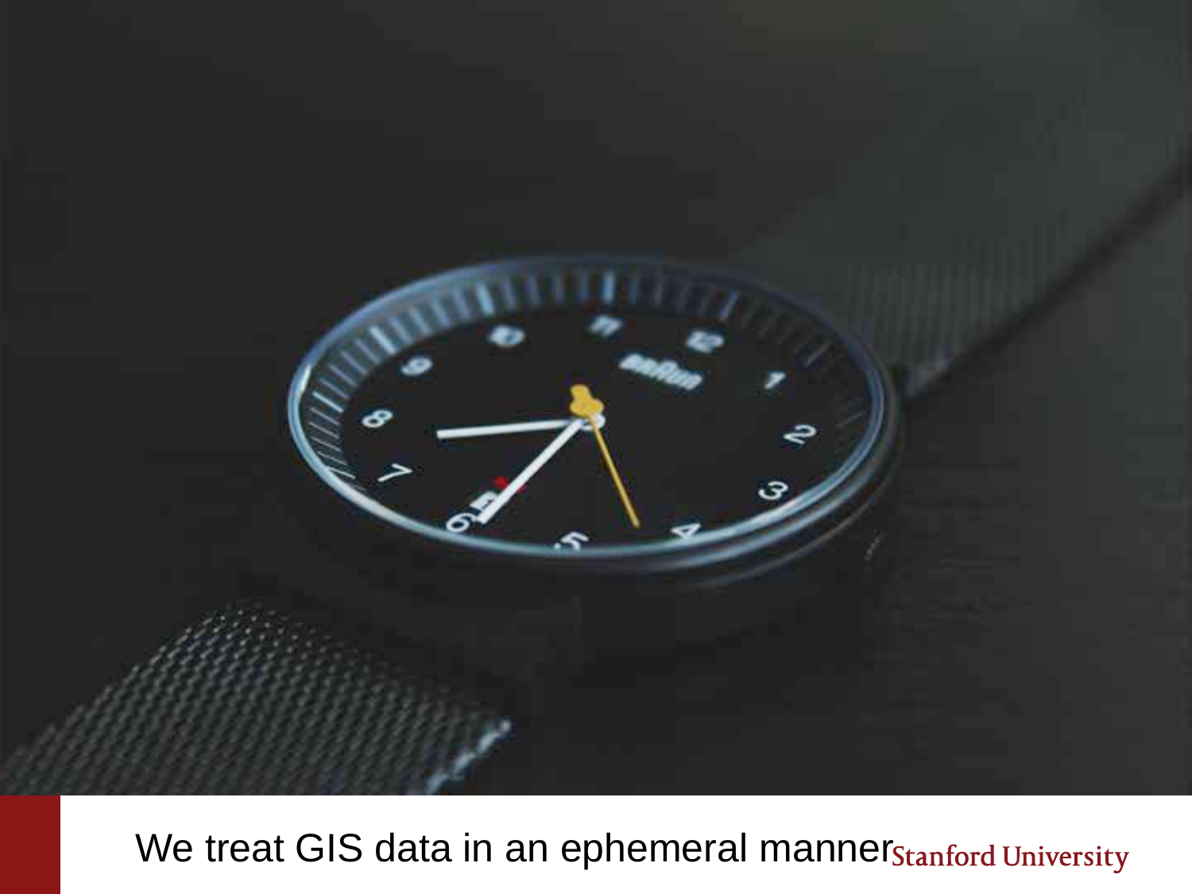We treat GIS data in an ephemeral manner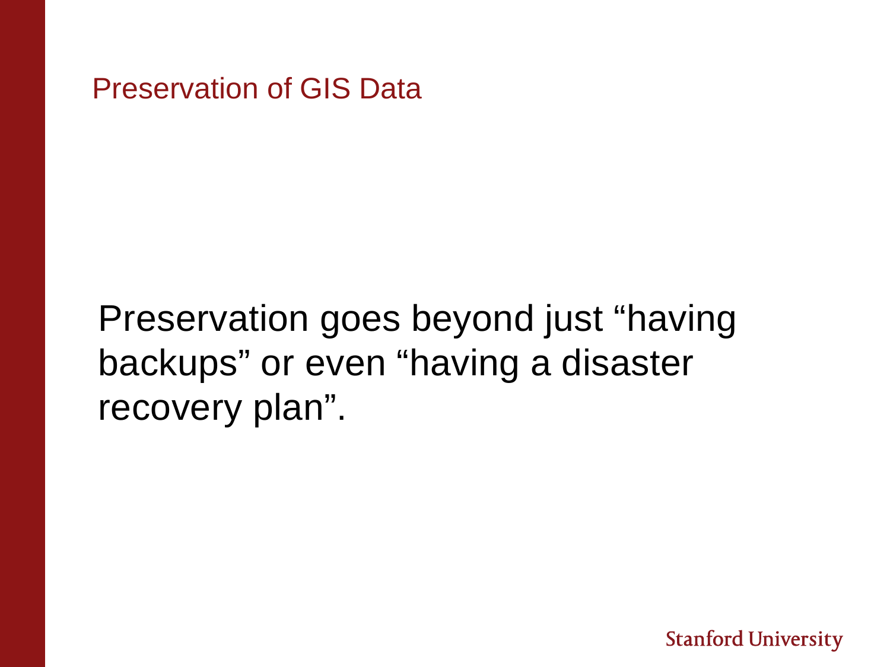## Preservation of GIS Data

Preservation goes beyond just “having backups” or even “having a disaster recovery plan”.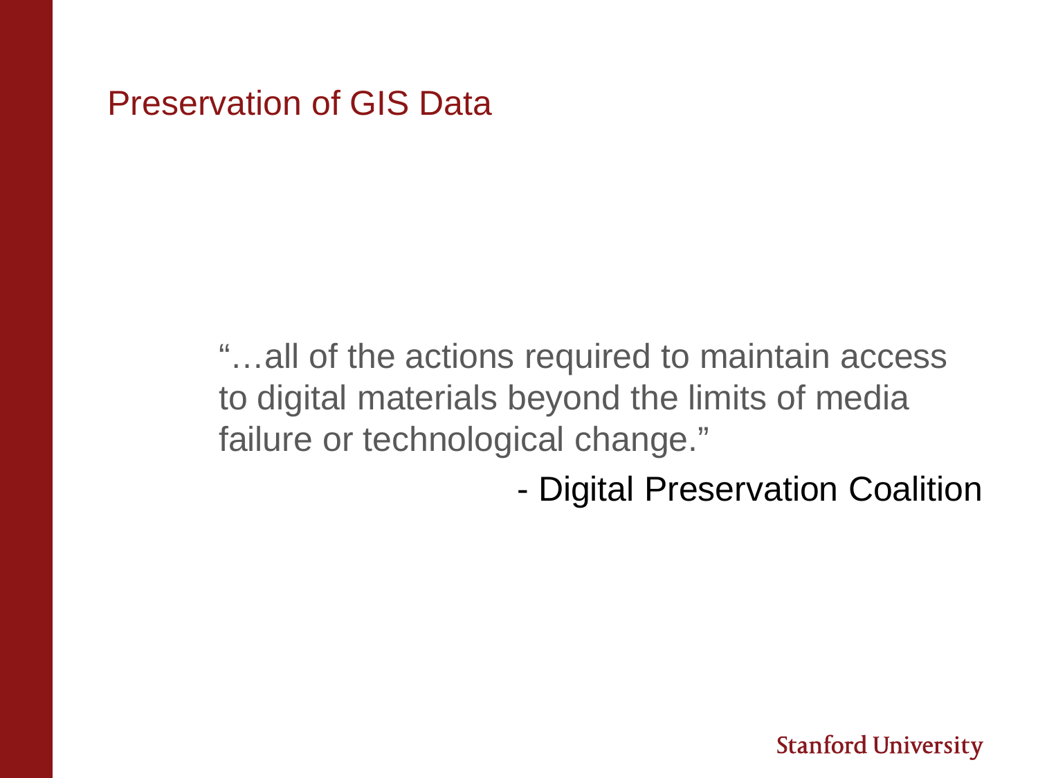# Preservation of GIS Data

> "…all of the actions required to maintain access to digital materials beyond the limits of media failure or technological change."
>
> \- Digital Preservation Coalition

Stanford University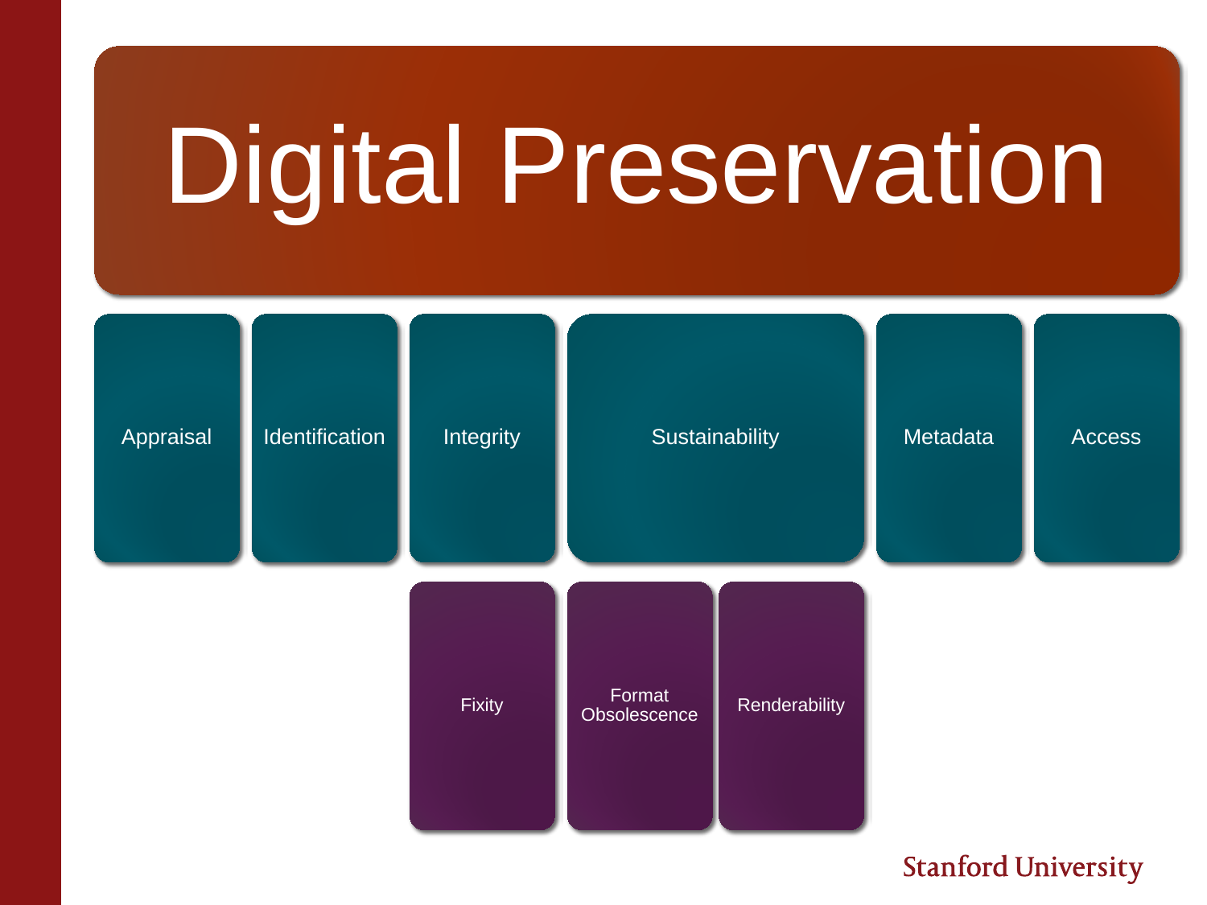# Digital Preservation

- Appraisal
- Identification
- Integrity
  - Fixity
- Sustainability
  - Format Obsolescence
  - Renderability
- Metadata
- Access

Stanford University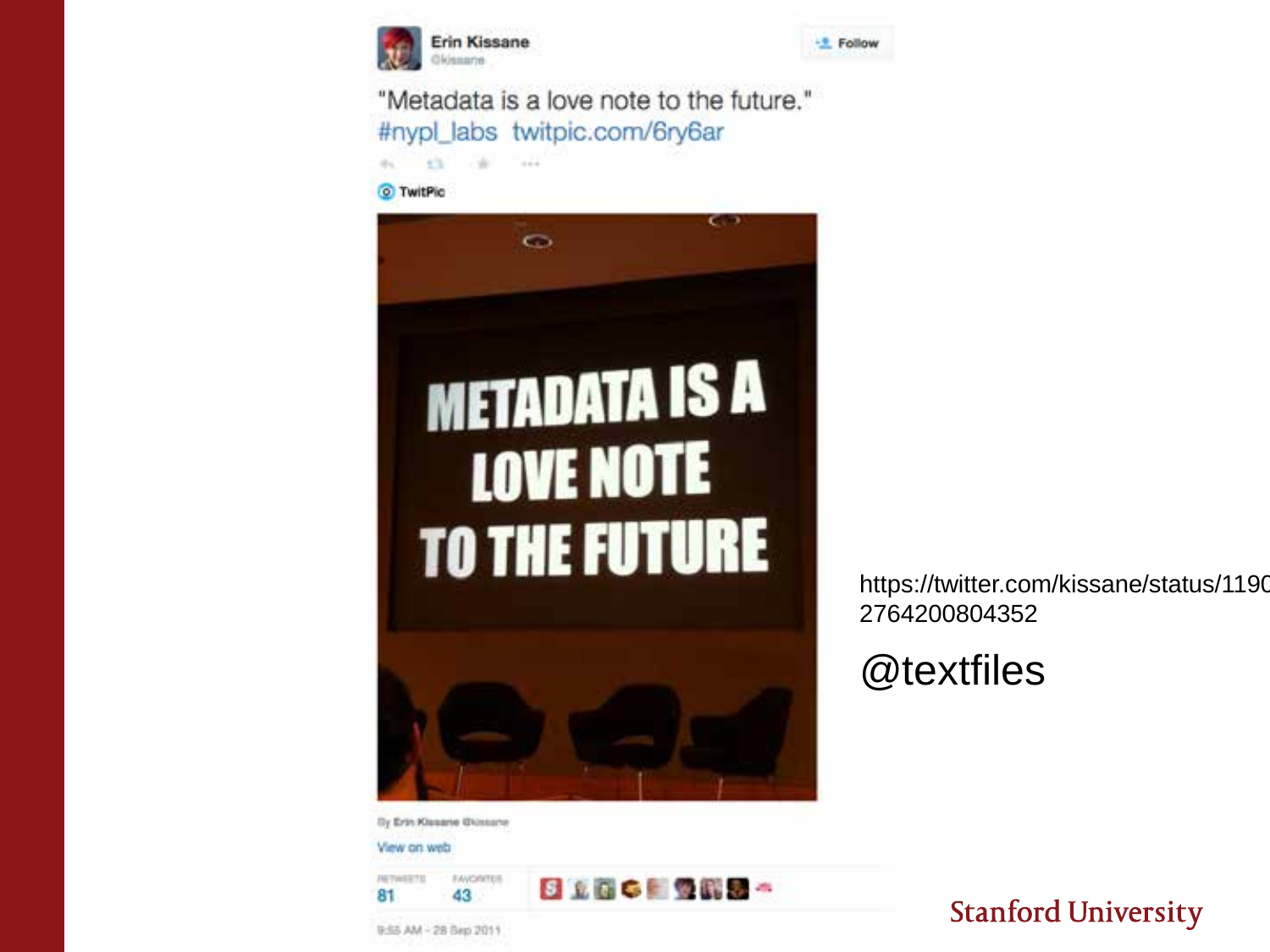Erin Kissane
@kissane

"Metadata is a love note to the future." #nypl_labs twitpic.com/6ry6ar

TwitPic

METADATA IS A LOVE NOTE TO THE FUTURE

By Erin Kissane @kissane

View on web

| RETWEETS | FAVORITES |
| --- | --- |
| 81 | 43 |

9:55 AM - 28 Sep 2011

https://twitter.com/kissane/status/1190 2764200804352

@textfiles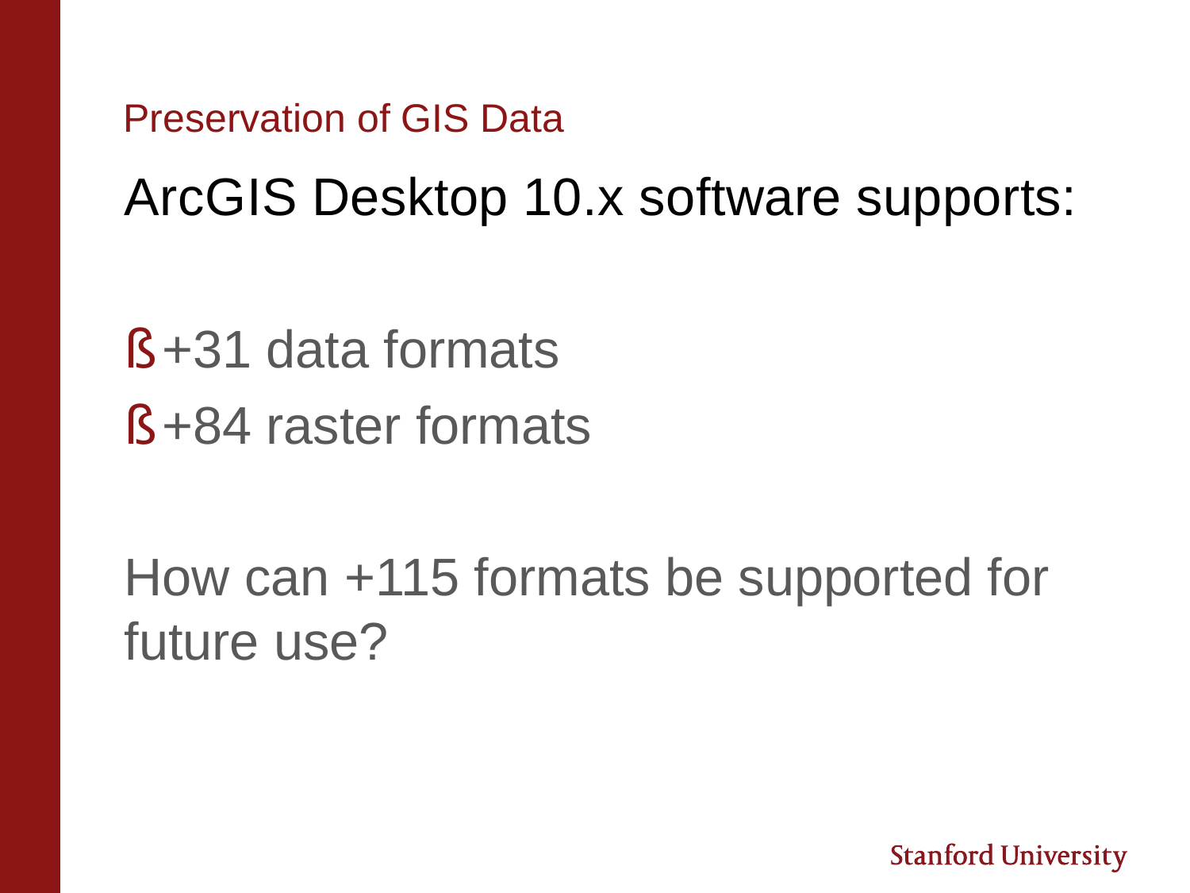Preservation of GIS Data

## ArcGIS Desktop 10.x software supports:

- +31 data formats
- +84 raster formats

How can +115 formats be supported for future use?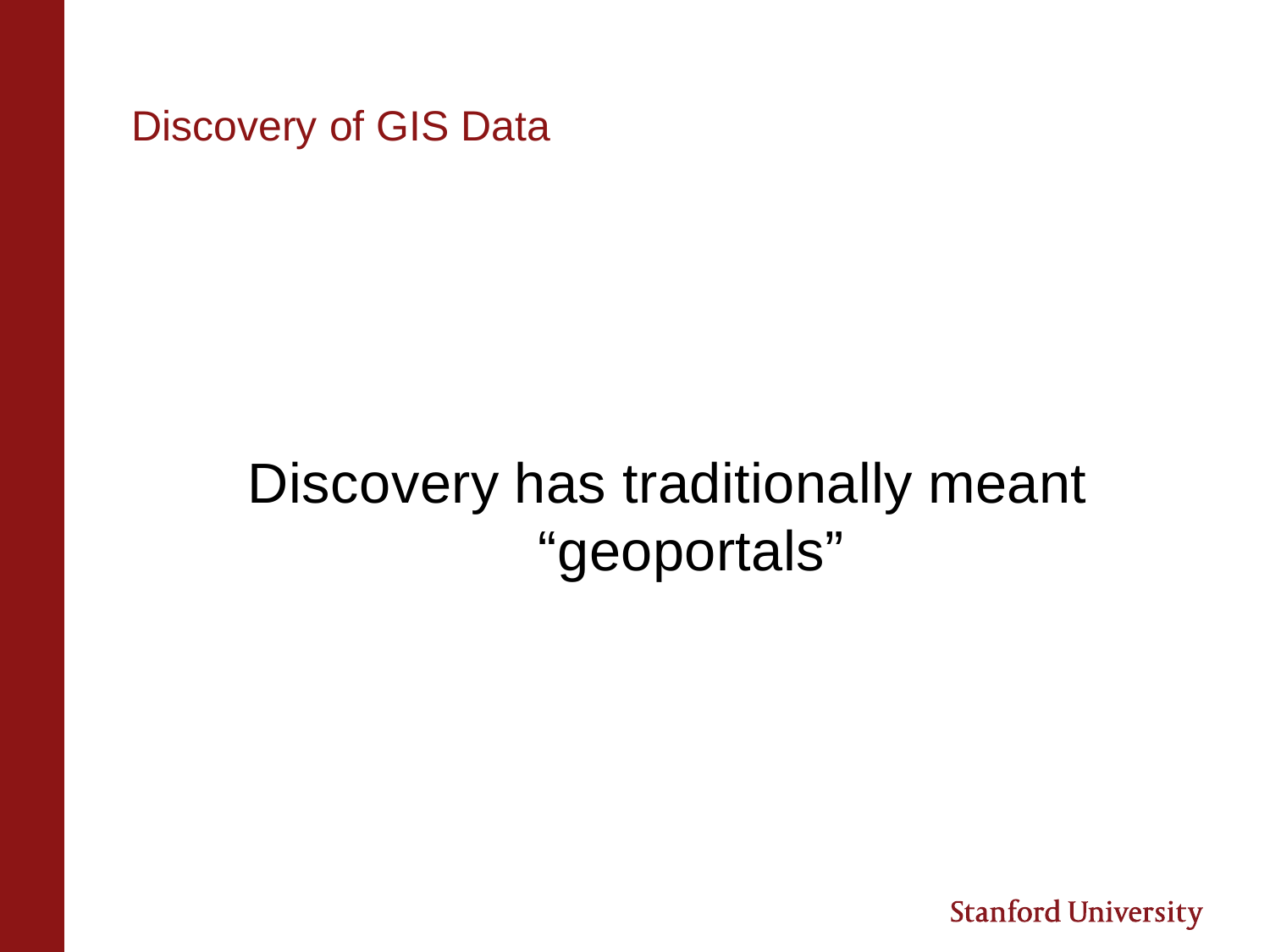## Discovery of GIS Data

Discovery has traditionally meant "geoportals"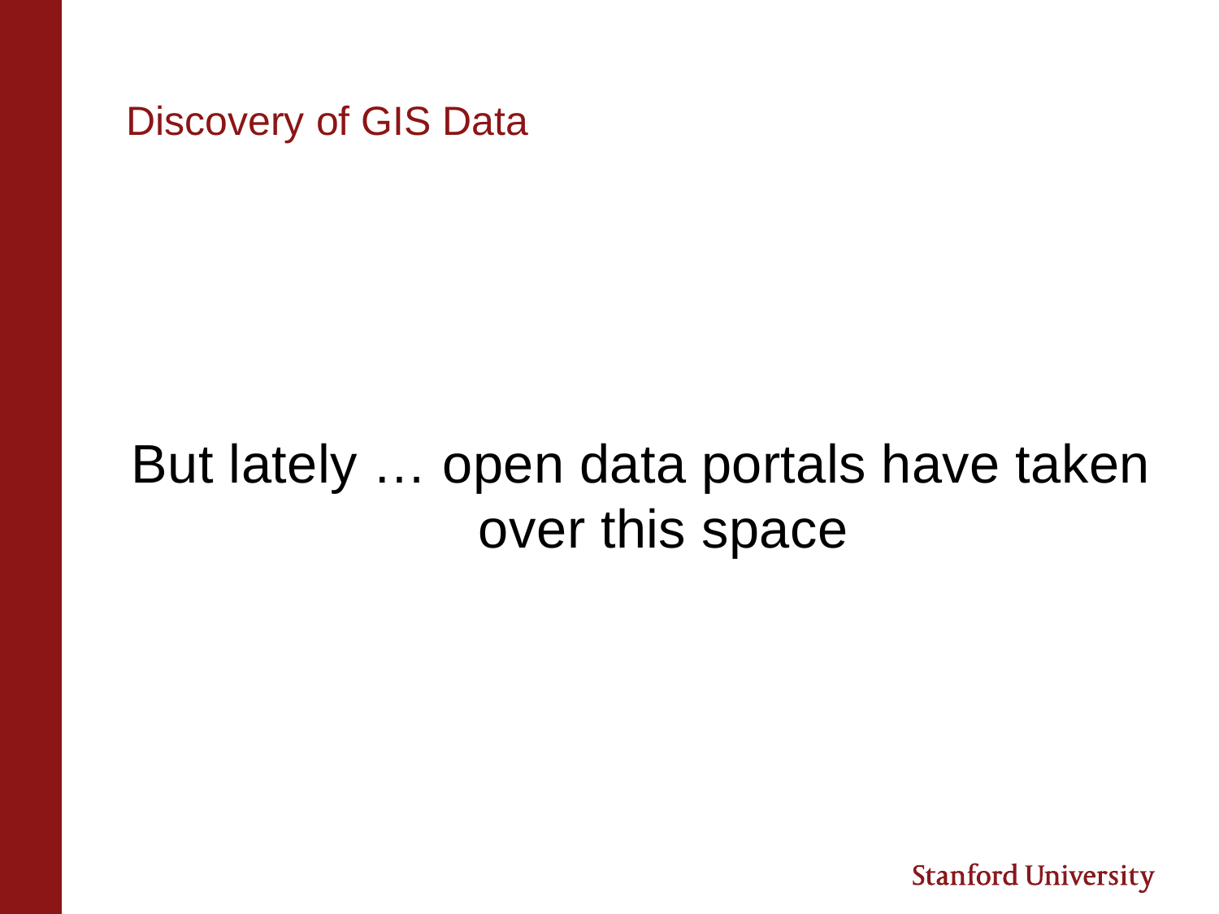## Discovery of GIS Data

But lately … open data portals have taken over this space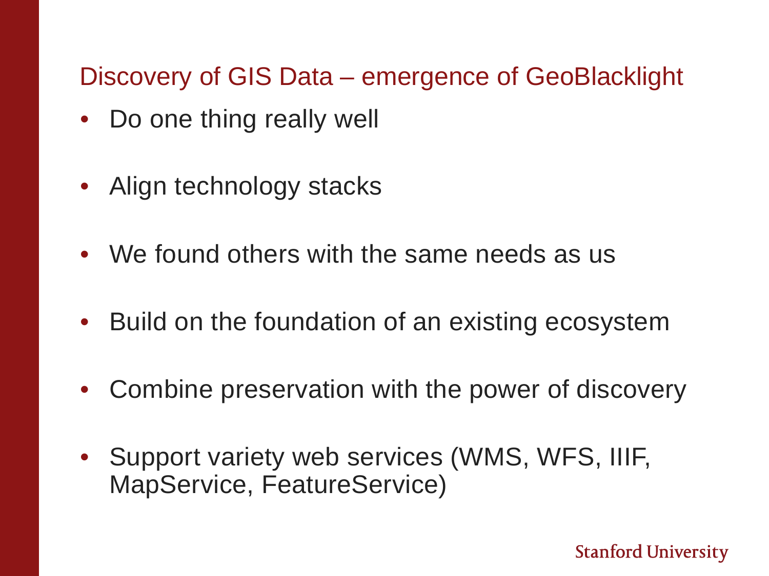## Discovery of GIS Data – emergence of GeoBlacklight

- Do one thing really well
- Align technology stacks
- We found others with the same needs as us
- Build on the foundation of an existing ecosystem
- Combine preservation with the power of discovery
- Support variety web services (WMS, WFS, IIIF, MapService, FeatureService)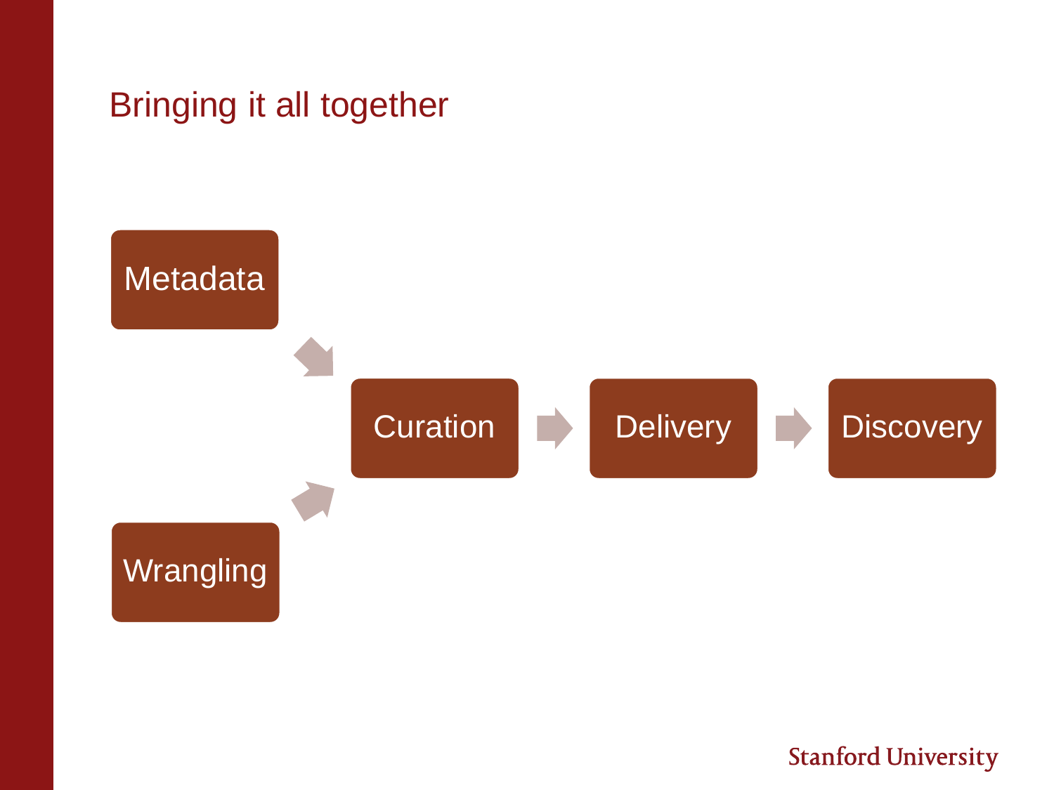# Bringing it all together

Metadata

Wrangling

Curation

Delivery

Discovery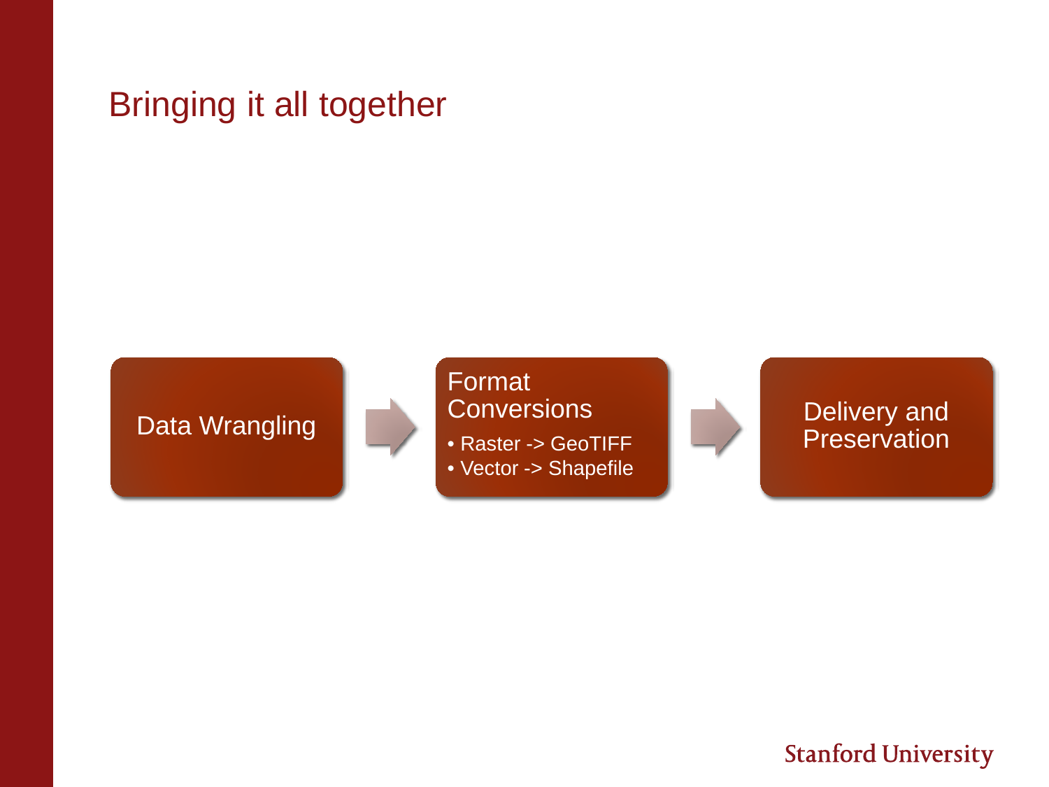# Bringing it all together

Data Wrangling → Format Conversions → Delivery and Preservation

**Format Conversions**

- Raster -> GeoTIFF
- Vector -> Shapefile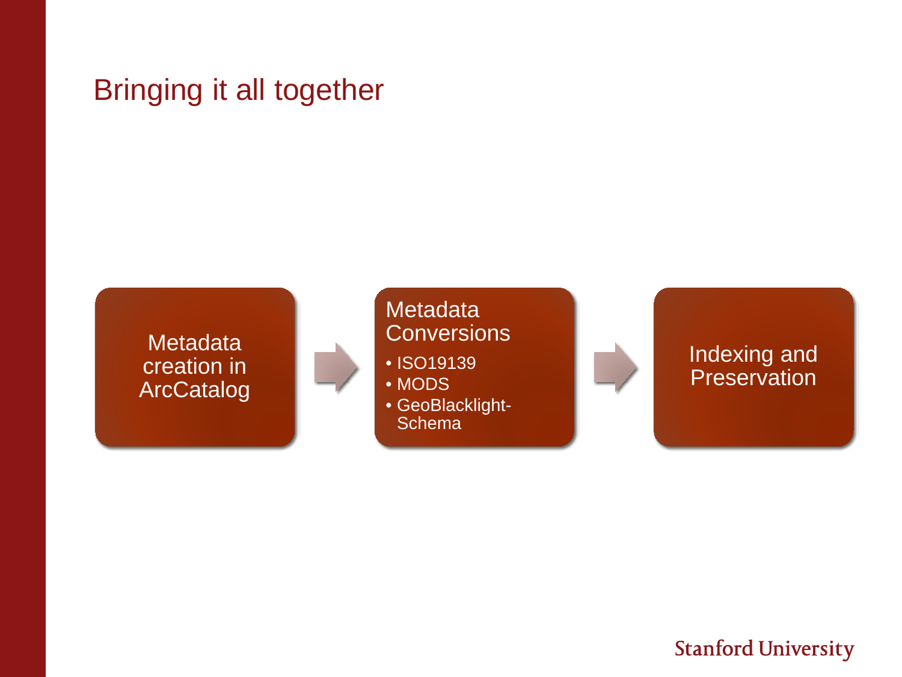# Bringing it all together

- Metadata creation in ArcCatalog
- Metadata Conversions
  - ISO19139
  - MODS
  - GeoBlacklight-Schema
- Indexing and Preservation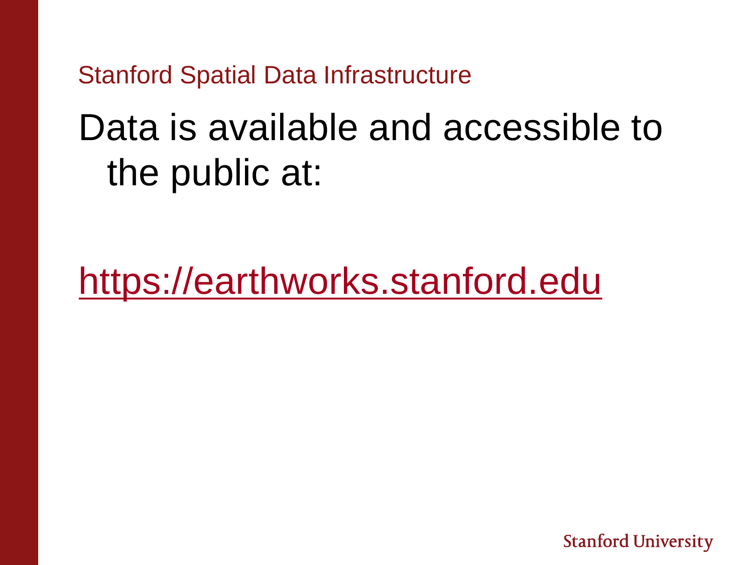Stanford Spatial Data Infrastructure

# Data is available and accessible to the public at:

[https://earthworks.stanford.edu](https://earthworks.stanford.edu)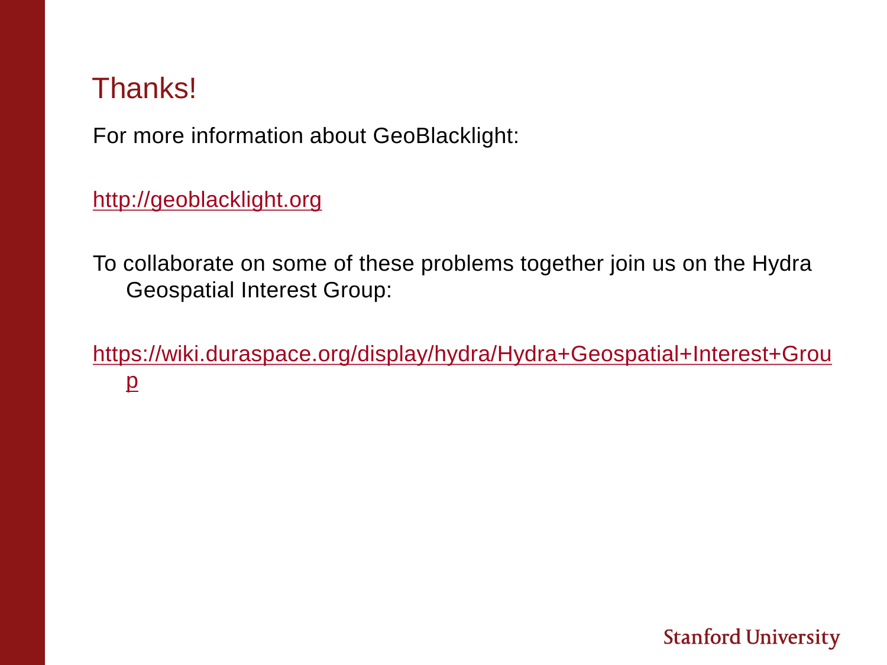# Thanks!

For more information about GeoBlacklight:

http://geoblacklight.org

To collaborate on some of these problems together join us on the Hydra Geospatial Interest Group:

https://wiki.duraspace.org/display/hydra/Hydra+Geospatial+Interest+Group